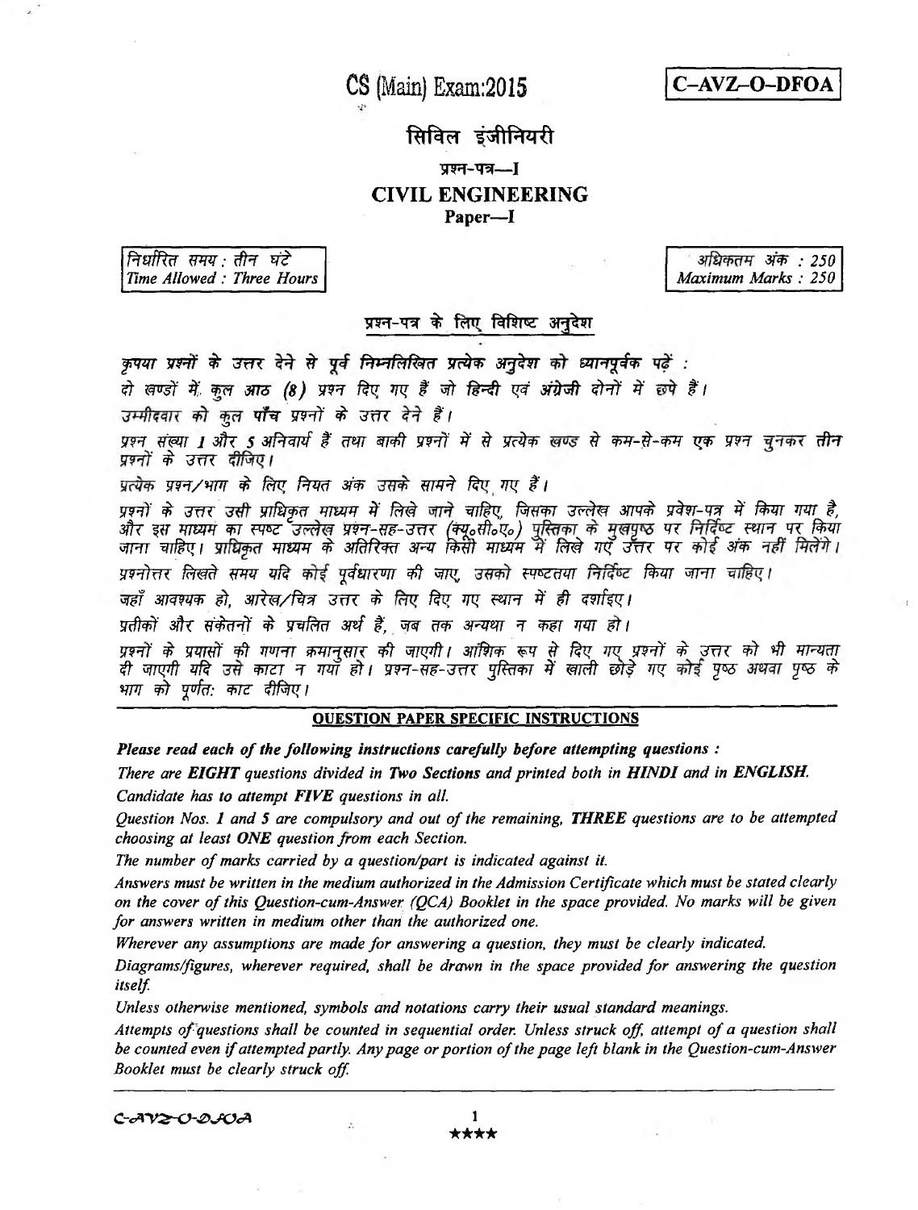# CS (Main) Exam:2015

**C–AVZ–O–DFOA**

## सिविल इंजीनियरी

### प्रश्न-पत्र—I

## CIVIL ENGINEERING

### Paper—I

| निर्धारित समय : तीन घंटे<br>*Time Allowed : Three Hours* | अधिकतम अंक : 250<br>*Maximum Marks : 250* |
|---|---|

### प्रश्न-पत्र के लिए विशिष्ट अनुदेश

*कृपया प्रश्नों के उत्तर देने से पूर्व निम्नलिखित प्रत्येक अनुदेश को ध्यानपूर्वक पढ़ें :*

*दो खण्डों में कुल आठ (8) प्रश्न दिए गए हैं जो हिन्दी एवं अंग्रेजी दोनों में छपे हैं।*

*उम्मीदवार को कुल पाँच प्रश्नों के उत्तर देने हैं।*

*प्रश्न संख्या 1 और 5 अनिवार्य हैं तथा बाकी प्रश्नों में से प्रत्येक खण्ड से कम-से-कम एक प्रश्न चुनकर तीन प्रश्नों के उत्तर दीजिए।*

*प्रत्येक प्रश्न/भाग के लिए नियत अंक उसके सामने दिए गए हैं।*

*प्रश्नों के उत्तर उसी प्राधिकृत माध्यम में लिखे जाने चाहिए, जिसका उल्लेख आपके प्रवेश-पत्र में किया गया है, और इस माध्यम का स्पष्ट उल्लेख प्रश्न-सह-उत्तर (क्यू०सी०ए०) पुस्तिका के मुखपृष्ठ पर निर्दिष्ट स्थान पर किया जाना चाहिए। प्राधिकृत माध्यम के अतिरिक्त अन्य किसी माध्यम में लिखे गए उत्तर पर कोई अंक नहीं मिलेंगे।*

*प्रश्नोत्तर लिखते समय यदि कोई पूर्वधारणा की जाए, उसको स्पष्टतया निर्दिष्ट किया जाना चाहिए।*

*जहाँ आवश्यक हो, आरेख/चित्र उत्तर के लिए दिए गए स्थान में ही दर्शाइए।*

*प्रतीकों और संकेतनों के प्रचलित अर्थ हैं, जब तक अन्यथा न कहा गया हो।*

*प्रश्नों के प्रयासों की गणना क्रमानुसार की जाएगी। आंशिक रूप से दिए गए प्रश्नों के उत्तर को भी मान्यता दी जाएगी यदि उसे काटा न गया हो। प्रश्न-सह-उत्तर पुस्तिका में खाली छोड़े गए कोई पृष्ठ अथवा पृष्ठ के भाग को पूर्णतः काट दीजिए।*

---

### QUESTION PAPER SPECIFIC INSTRUCTIONS

***Please read each of the following instructions carefully before attempting questions :***

*There are **EIGHT** questions divided in **Two Sections** and printed both in **HINDI** and in **ENGLISH**.*

*Candidate has to attempt **FIVE** questions in all.*

*Question Nos. 1 and 5 are compulsory and out of the remaining, **THREE** questions are to be attempted choosing at least **ONE** question from each Section.*

*The number of marks carried by a question/part is indicated against it.*

*Answers must be written in the medium authorized in the Admission Certificate which must be stated clearly on the cover of this Question-cum-Answer (QCA) Booklet in the space provided. No marks will be given for answers written in medium other than the authorized one.*

*Wherever any assumptions are made for answering a question, they must be clearly indicated.*

*Diagrams/figures, wherever required, shall be drawn in the space provided for answering the question itself.*

*Unless otherwise mentioned, symbols and notations carry their usual standard meanings.*

*Attempts of questions shall be counted in sequential order. Unless struck off, attempt of a question shall be counted even if attempted partly. Any page or portion of the page left blank in the Question-cum-Answer Booklet must be clearly struck off.*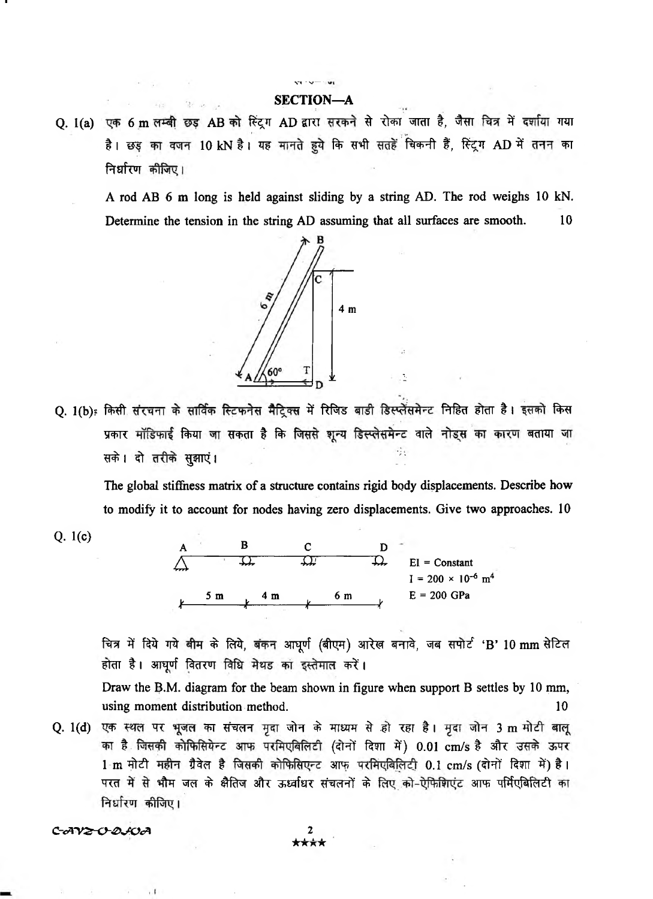## SECTION—A

**Q. 1(a)** एक 6 m लम्बी छड़ AB को स्टिंग AD द्वारा सरकने से रोका जाता है, जैसा चित्र में दर्शाया गया है। छड़ का वजन 10 kN है। यह मानते हुये कि सभी सतहें चिकनी हैं, स्टिंग AD में तनन का निर्धारण कीजिए।

A rod AB 6 m long is held against sliding by a string AD. The rod weighs 10 kN. Determine the tension in the string AD assuming that all surfaces are smooth. 10

**Q. 1(b)** किसी संरचना के सार्विक स्टिफनेस मैट्रिक्स में रिजिड बाडी डिस्प्लेसमेन्ट निहित होता है। इसको किस प्रकार मॉडिफाई किया जा सकता है कि जिससे शून्य डिस्प्लेसमेन्ट वाले नोड्स का कारण बताया जा सके। दो तरीके सुझाएं।

The global stiffness matrix of a structure contains rigid body displacements. Describe how to modify it to account for nodes having zero displacements. Give two approaches. 10

**Q. 1(c)**

EI = Constant
$I = 200 \times 10^{-6}\ m^4$
E = 200 GPa

चित्र में दिये गये बीम के लिये, बंकन आघूर्ण (बीएम) आरेख बनावे, जब सपोर्ट 'B' 10 mm सेटिल होता है। आघूर्ण वितरण विधि मेथड का इस्तेमाल करें।

Draw the B.M. diagram for the beam shown in figure when support B settles by 10 mm, using moment distribution method. 10

**Q. 1(d)** एक स्थल पर भूजल का संचलन मृदा जोन के माध्यम से हो रहा है। मृदा जोन 3 m मोटी बालू का है जिसकी कोफिसियेन्ट आफ परमिएबिलिटी (दोनों दिशा में) 0.01 cm/s है और उसके ऊपर 1 m मोटी महीन ग्रैवेल है जिसकी कोफिसिएन्ट आफ परमिएबिलिटी 0.1 cm/s (दोनों दिशा में) है। परत में से भौम जल के क्षैतिज और ऊर्ध्वाधर संचलनों के लिए को-ऐफिशिएंट आफ पर्मिएबिलिटी का निर्धारण कीजिए।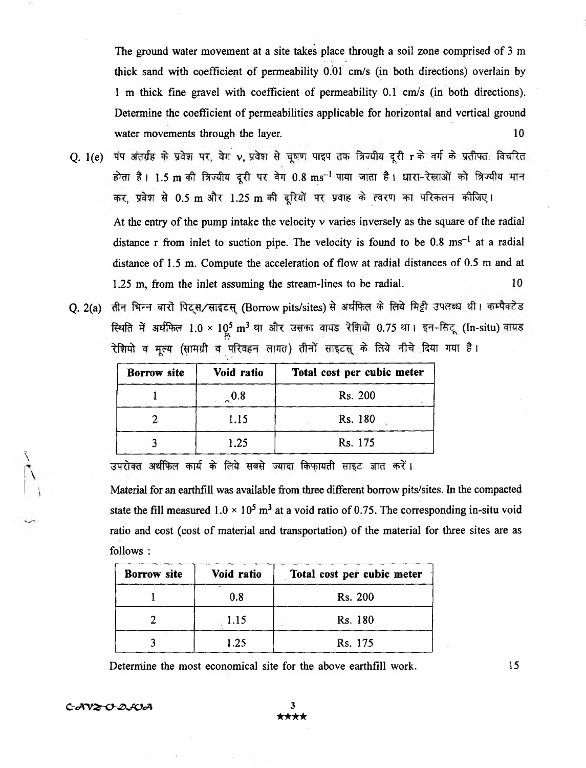The ground water movement at a site takes place through a soil zone comprised of 3 m thick sand with coefficient of permeability 0.01 cm/s (in both directions) overlain by 1 m thick fine gravel with coefficient of permeability 0.1 cm/s (in both directions). Determine the coefficient of permeabilities applicable for horizontal and vertical ground water movements through the layer. 10

Q. 1(e) पंप अंतर्ग्रह के प्रवेश पर, वेग v, प्रवेश से चूषण पाइप तक त्रिज्यीय दूरी r के वर्ग के प्रतीपतः विचरित होता है। 1.5 m की त्रिज्यीय दूरी पर वेग $0.8 \text{ ms}^{-1}$ पाया जाता है। धारा-रेखाओं को त्रिज्यीय मान कर, प्रवेश से 0.5 m और 1.25 m की दूरियों पर प्रवाह के त्वरण का परिकलन कीजिए।

At the entry of the pump intake the velocity v varies inversely as the square of the radial distance r from inlet to suction pipe. The velocity is found to be $0.8 \text{ ms}^{-1}$ at a radial distance of 1.5 m. Compute the acceleration of flow at radial distances of 0.5 m and at 1.25 m, from the inlet assuming the stream-lines to be radial. 10

Q. 2(a) तीन भिन्न बारो पिट्स/साइटस् (Borrow pits/sites) से अर्थफिल के लिये मिट्टी उपलब्ध थी। कम्पैक्टेड स्थिति में अर्थफिल $1.0 \times 10^5 \text{ m}^3$ था और उसका वायड रेशियो 0.75 था। इन-सिटू (In-situ) वायड रेशियो व मूल्य (सामग्री व परिवहन लागत) तीनों साइटस् के लिये नीचे दिया गया है।

| Borrow site | Void ratio | Total cost per cubic meter |
|---|---|---|
| 1 | 0.8 | Rs. 200 |
| 2 | 1.15 | Rs. 180 |
| 3 | 1.25 | Rs. 175 |

उपरोक्त अर्थफिल कार्य के लिये सबसे ज्यादा किफ़ायती साइट ज्ञात करें।

Material for an earthfill was available from three different borrow pits/sites. In the compacted state the fill measured $1.0 \times 10^5 \text{ m}^3$ at a void ratio of 0.75. The corresponding in-situ void ratio and cost (cost of material and transportation) of the material for three sites are as follows :

| Borrow site | Void ratio | Total cost per cubic meter |
|---|---|---|
| 1 | 0.8 | Rs. 200 |
| 2 | 1.15 | Rs. 180 |
| 3 | 1.25 | Rs. 175 |

Determine the most economical site for the above earthfill work. 15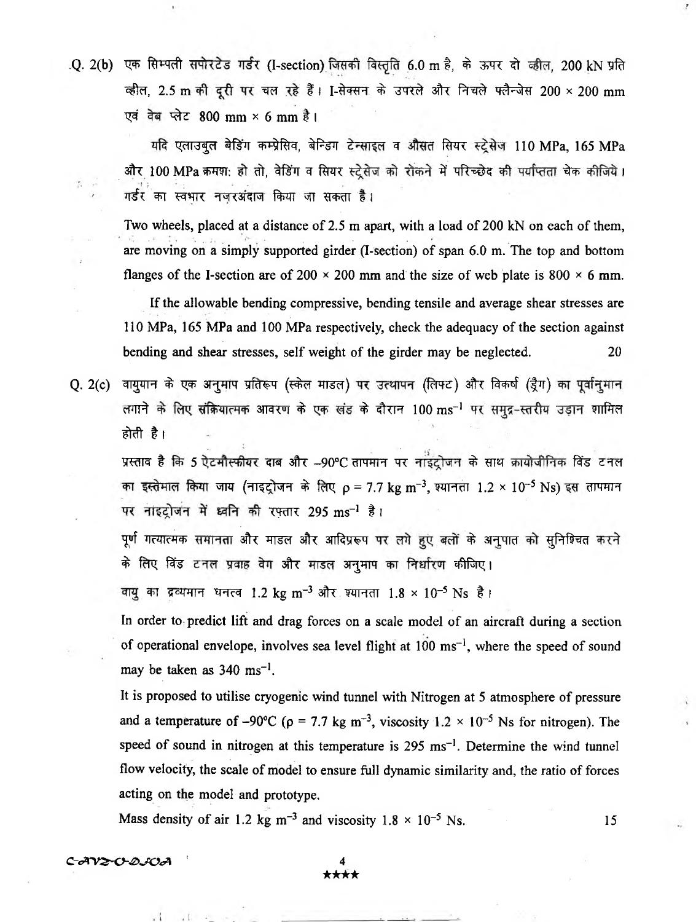Q. 2(b) एक सिम्पली सपोरटेड गर्डर (I-section) जिसकी विस्तृति 6.0 m है, के ऊपर दो व्हील, 200 kN प्रति व्हील, 2.5 m की दूरी पर चल रहे हैं। I-सेक्सन के उपरले और निचले फ्लैन्जेस 200 × 200 mm एवं वेब प्लेट 800 mm × 6 mm है।

यदि एलाउबुल बेंडिंग कम्प्रेसिव, बेन्डिग टेन्साइल व औसत सियर स्ट्रेसेज 110 MPa, 165 MPa और 100 MPa क्रमशः हो तो, बेंडिंग व सियर स्ट्रेसेज को रोकने में परिच्छेद की पर्याप्तता चेक कीजिये। गर्डर का स्वभार नज़रअंदाज किया जा सकता है।

Two wheels, placed at a distance of 2.5 m apart, with a load of 200 kN on each of them, are moving on a simply supported girder (I-section) of span 6.0 m. The top and bottom flanges of the I-section are of 200 × 200 mm and the size of web plate is 800 × 6 mm.

If the allowable bending compressive, bending tensile and average shear stresses are 110 MPa, 165 MPa and 100 MPa respectively, check the adequacy of the section against bending and shear stresses, self weight of the girder may be neglected. 20

Q. 2(c) वायुयान के एक अनुमाप प्रतिरूप (स्केल माडल) पर उत्थापन (लिफ्ट) और विकर्ष (ड्रैग) का पूर्वानुमान लगाने के लिए संक्रियात्मक आवरण के एक खंड के दौरान $100 \text{ ms}^{-1}$ पर समुद्र-स्तरीय उड़ान शामिल होती है।

प्रस्ताव है कि 5 ऐटमौस्फीयर दाब और –90°C तापमान पर नाइट्रोजन के साथ क्रायोजीनिक विंड टनल का इस्तेमाल किया जाय (नाइट्रोजन के लिए $\rho = 7.7 \text{ kg m}^{-3}$, श्यानता $1.2 \times 10^{-5}$ Ns) इस तापमान पर नाइट्रोजन में ध्वनि की रफ़्तार $295 \text{ ms}^{-1}$ है।

पूर्ण गत्यात्मक समानता और माडल और आदिप्ररूप पर लगे हुए बलों के अनुपात को सुनिश्चित करने के लिए विंड टनल प्रवाह वेग और माडल अनुमाप का निर्धारण कीजिए।

वायु का द्रव्यमान घनत्व $1.2 \text{ kg m}^{-3}$ और श्यानता $1.8 \times 10^{-5}$ Ns है।

In order to predict lift and drag forces on a scale model of an aircraft during a section of operational envelope, involves sea level flight at $100 \text{ ms}^{-1}$, where the speed of sound may be taken as $340 \text{ ms}^{-1}$.

It is proposed to utilise cryogenic wind tunnel with Nitrogen at 5 atmosphere of pressure and a temperature of –90°C ($\rho = 7.7 \text{ kg m}^{-3}$, viscosity $1.2 \times 10^{-5}$ Ns for nitrogen). The speed of sound in nitrogen at this temperature is $295 \text{ ms}^{-1}$. Determine the wind tunnel flow velocity, the scale of model to ensure full dynamic similarity and, the ratio of forces acting on the model and prototype.

Mass density of air $1.2 \text{ kg m}^{-3}$ and viscosity $1.8 \times 10^{-5}$ Ns. 15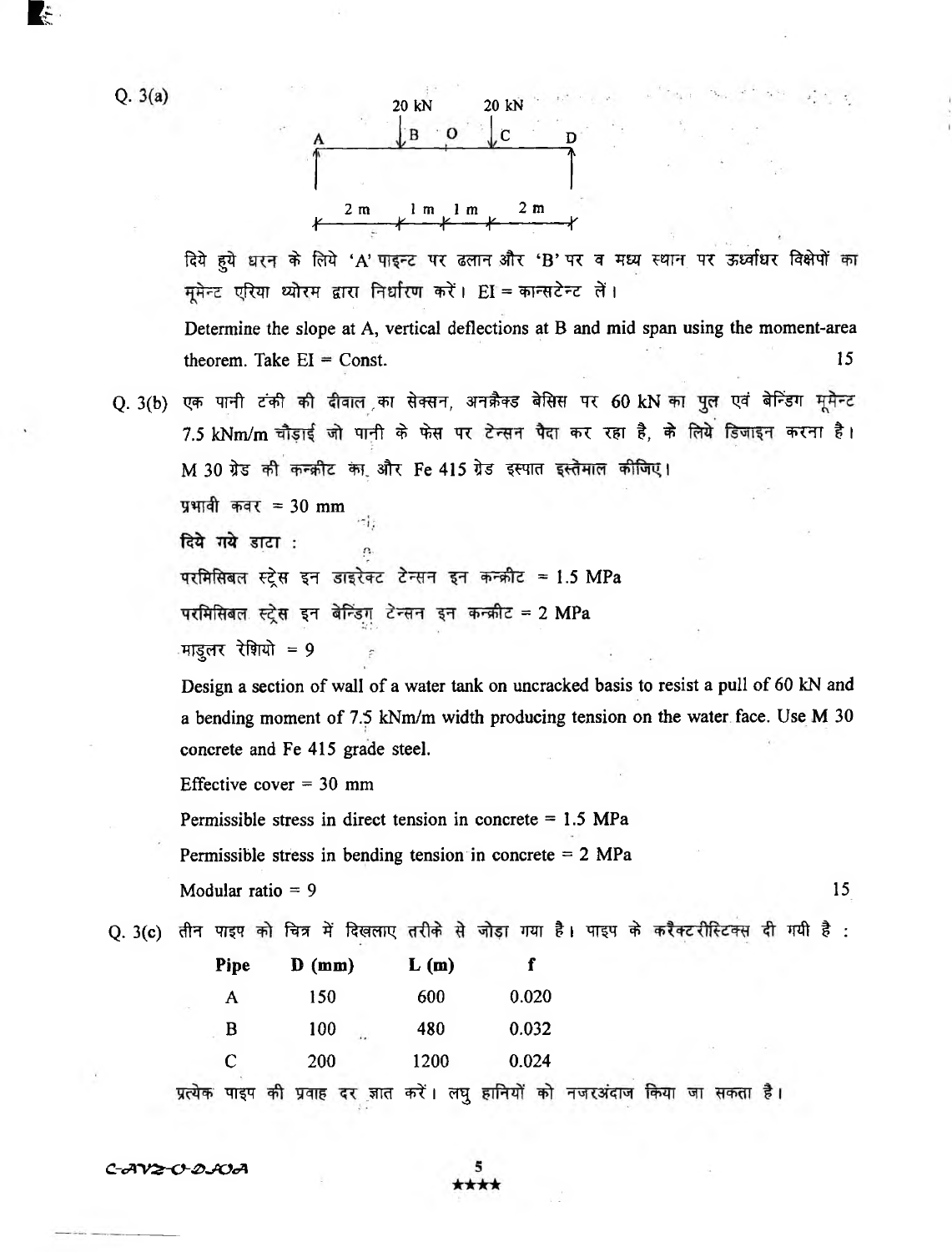Q. 3(a)

20 kN 20 kN

A B O C D

2 m 1 m 1 m 2 m

दिये हुये धरन के लिये 'A' पाइन्ट पर ढलान और 'B' पर व मध्य स्थान पर ऊर्ध्वाधर विक्षेपों का मूमेन्ट एरिया थ्योरम द्वारा निर्धारण करें। EI = कान्सटेन्ट लें।

Determine the slope at A, vertical deflections at B and mid span using the moment-area theorem. Take EI = Const. 15

Q. 3(b) एक पानी टंकी की दीवाल का सेक्सन, अनक्रैक्ड बेसिस पर 60 kN का पुल एवं बेन्डिंग मूमेन्ट 7.5 kNm/m चौड़ाई जो पानी के फेस पर टेन्सन पैदा कर रहा है, के लिये डिजाइन करना है। M 30 ग्रेड की कन्क्रीट का और Fe 415 ग्रेड इस्पात इस्तेमाल कीजिए।

प्रभावी कवर = 30 mm

**दिये गये डाटा :**

परमिसिबल स्ट्रेस इन डाइरेक्ट टेन्सन इन कन्क्रीट = 1.5 MPa

परमिसिबल स्ट्रेस इन बेन्डिंग टेन्सन इन कन्क्रीट = 2 MPa

माडुलर रेशियो = 9

Design a section of wall of a water tank on uncracked basis to resist a pull of 60 kN and a bending moment of 7.5 kNm/m width producing tension on the water face. Use M 30 concrete and Fe 415 grade steel.

Effective cover = 30 mm

Permissible stress in direct tension in concrete = 1.5 MPa

Permissible stress in bending tension in concrete = 2 MPa

Modular ratio = 9 15

Q. 3(c) तीन पाइप को चित्र में दिखलाए तरीके से जोड़ा गया है। पाइप के करैक्टरीस्टिक्स दी गयी है :

| Pipe | D (mm) | L (m) | f |
|---|---|---|---|
| A | 150 | 600 | 0.020 |
| B | 100 | 480 | 0.032 |
| C | 200 | 1200 | 0.024 |

प्रत्येक पाइप की प्रवाह दर ज्ञात करें। लघु हानियों को नजरअंदाज किया जा सकता है।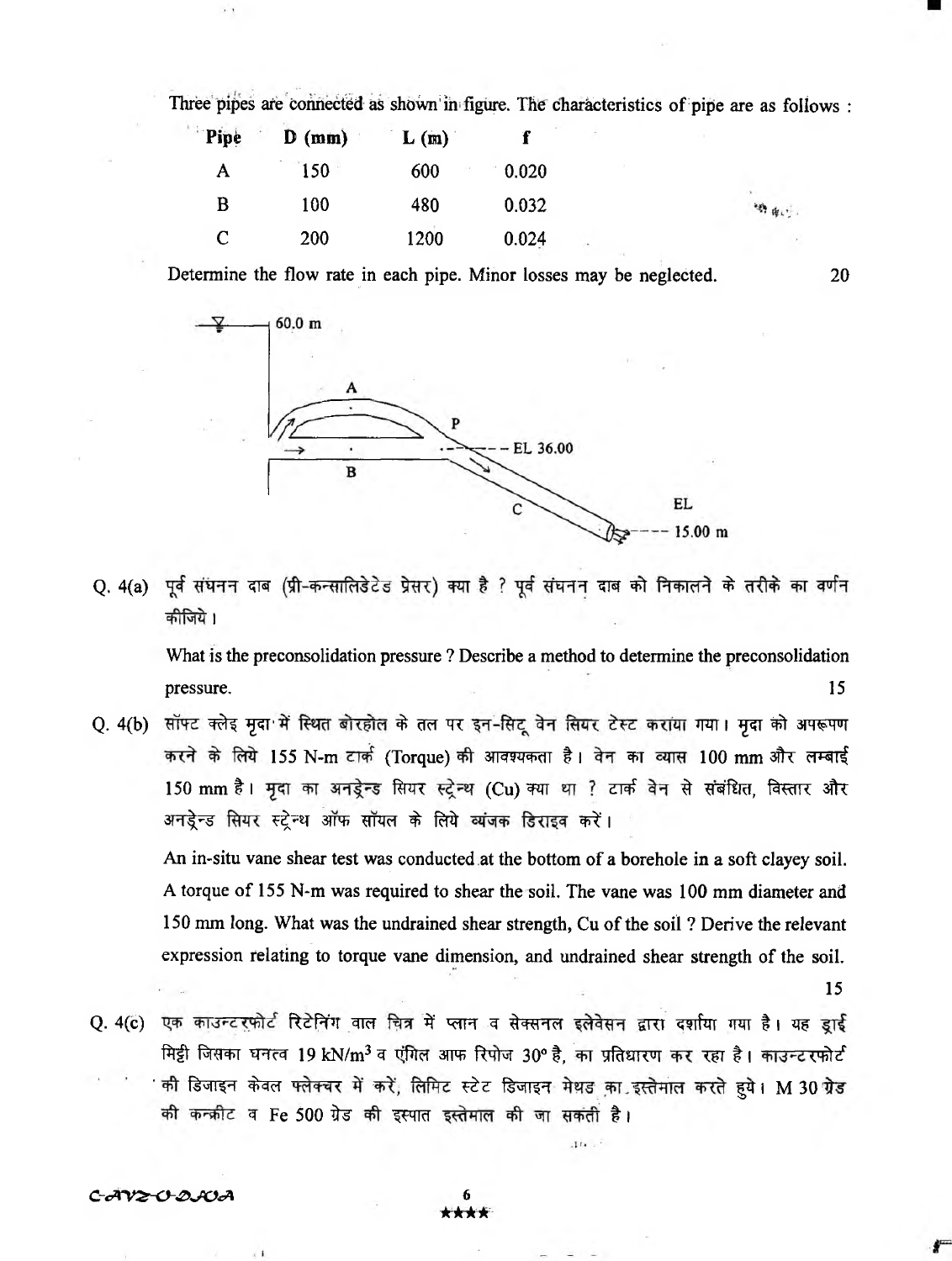Three pipes are connected as shown in figure. The characteristics of pipe are as follows :

| Pipe | D (mm) | L (m) | f |
|---|---|---|---|
| A | 150 | 600 | 0.020 |
| B | 100 | 480 | 0.032 |
| C | 200 | 1200 | 0.024 |

Determine the flow rate in each pipe. Minor losses may be neglected. 20

60.0 m

A

P

EL 36.00

B

C

EL 15.00 m

Q. 4(a) पूर्व संघनन दाब (प्री-कन्सालिडेटेड प्रेसर) क्या है ? पूर्व संघनन दाब को निकालने के तरीके का वर्णन कीजिये ।

What is the preconsolidation pressure ? Describe a method to determine the preconsolidation pressure. 15

Q. 4(b) सॉफ्ट क्लेइ मृदा में स्थित बोरहोल के तल पर इन-सिटू वेन सियर टेस्ट कराया गया । मृदा को अपरूपण करने के लिये 155 N-m टार्क (Torque) की आवश्यकता है । वेन का व्यास 100 mm और लम्बाई 150 mm है । मृदा का अनड्रेन्ड सियर स्ट्रेन्थ (Cu) क्या था ? टार्क वेन से संबंधित, विस्तार और अनड्रेन्ड सियर स्ट्रेन्थ ऑफ सॉयल के लिये व्यंजक डिराइव करें ।

An in-situ vane shear test was conducted at the bottom of a borehole in a soft clayey soil. A torque of 155 N-m was required to shear the soil. The vane was 100 mm diameter and 150 mm long. What was the undrained shear strength, Cu of the soil ? Derive the relevant expression relating to torque vane dimension, and undrained shear strength of the soil. 15

Q. 4(c) एक काउन्टरफोर्ट रिटेनिंग वाल चित्र में प्लान व सेक्सनल इलेवेसन द्वारा दर्शाया गया है । यह ड्राई मिट्टी जिसका घनत्व 19 $kN/m^3$ व एंगिल आफ रिपोज 30° है, का प्रतिधारण कर रहा है । काउन्टरफोर्ट की डिजाइन केवल फ्लेक्चर में करें, लिमिट स्टेट डिजाइन मेथड का इस्तेमाल करते हुये । M 30 ग्रेड की कन्क्रीट व Fe 500 ग्रेड की इस्पात इस्तेमाल की जा सकती है ।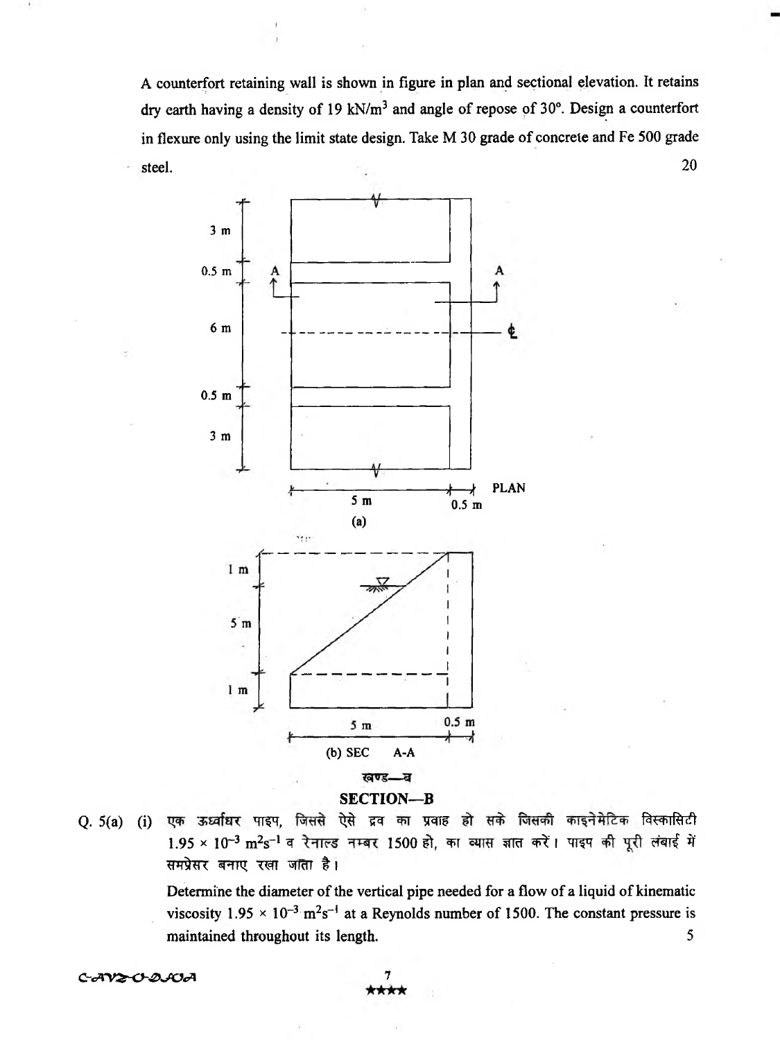A counterfort retaining wall is shown in figure in plan and sectional elevation. It retains dry earth having a density of 19 kN/m$^3$ and angle of repose of 30°. Design a counterfort in flexure only using the limit state design. Take M 30 grade of concrete and Fe 500 grade steel. 20

(a) PLAN

(b) SEC A-A

## खण्ड—ब
## SECTION—B

Q. 5(a) (i) एक ऊर्ध्वाधर पाइप, जिससे ऐसे द्रव का प्रवाह हो सके जिसकी काइनेमेटिक विस्कासिटी $1.95 \times 10^{-3}$ m$^2$s$^{-1}$ व रेनाल्ड नम्बर 1500 हो, का व्यास ज्ञात करें। पाइप की पूरी लंबाई में समप्रेसर बनाए रखा जाता है।

Determine the diameter of the vertical pipe needed for a flow of a liquid of kinematic viscosity $1.95 \times 10^{-3}$ m$^2$s$^{-1}$ at a Reynolds number of 1500. The constant pressure is maintained throughout its length. 5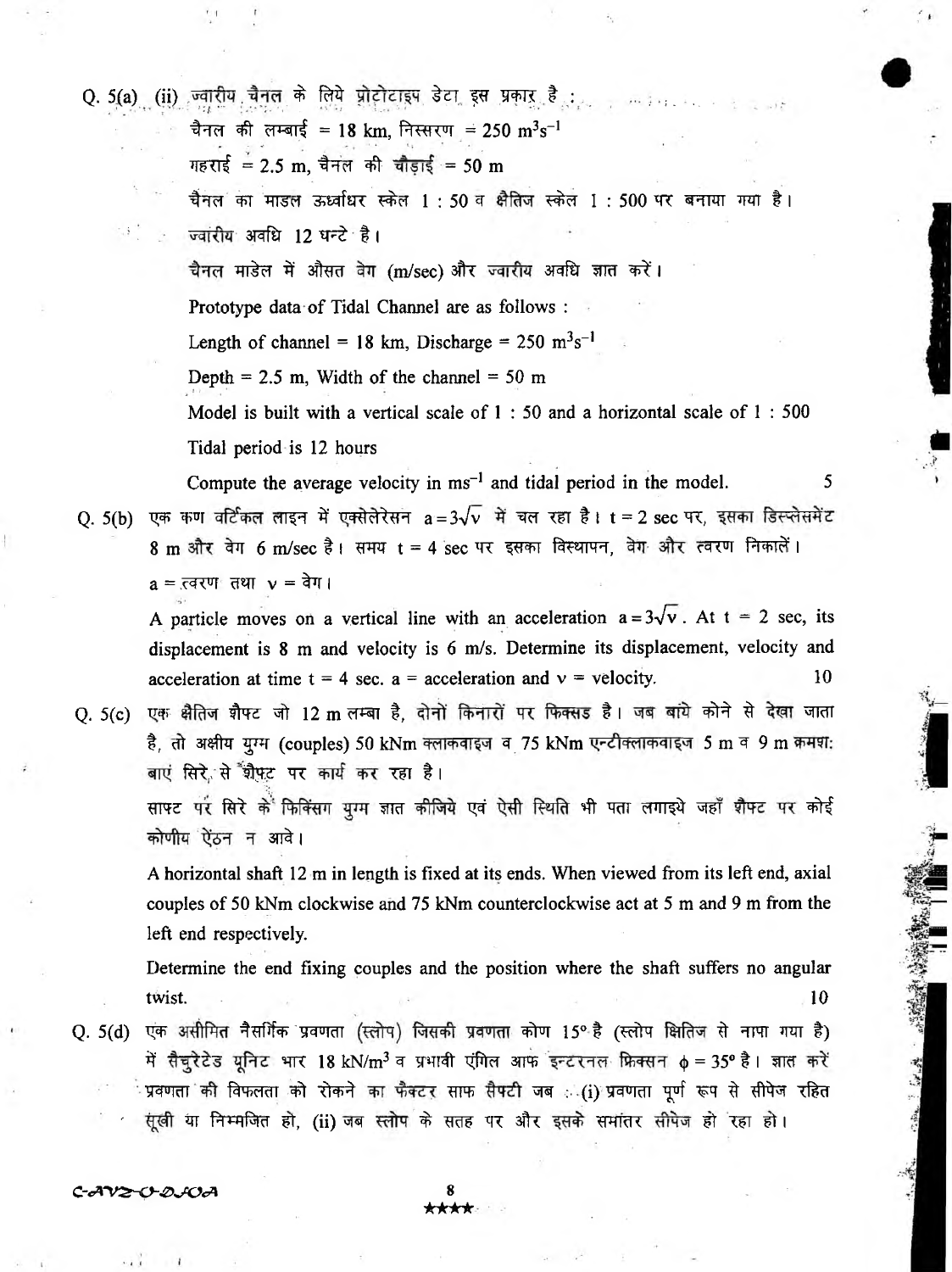Q. 5(a) (ii) ज्वारीय चैनल के लिये प्रोटोटाइप डेटा इस प्रकार है :

चैनल की लम्बाई = 18 km, निस्सरण = 250 $m^3s^{-1}$

गहराई = 2.5 m, चैनल की चौड़ाई = 50 m

चैनल का माडल ऊर्ध्वाधर स्केल 1 : 50 व क्षैतिज स्केल 1 : 500 पर बनाया गया है।

ज्वारीय अवधि 12 घन्टे है।

चैनल माडेल में औसत वेग (m/sec) और ज्वारीय अवधि ज्ञात करें।

Prototype data of Tidal Channel are as follows :

Length of channel = 18 km, Discharge = 250 $m^3s^{-1}$

Depth = 2.5 m, Width of the channel = 50 m

Model is built with a vertical scale of 1 : 50 and a horizontal scale of 1 : 500

Tidal period is 12 hours

Compute the average velocity in $ms^{-1}$ and tidal period in the model. 5

Q. 5(b) एक कण वर्टिकल लाइन में एक्सेलेरेसन $a = 3\sqrt{v}$ में चल रहा है। t = 2 sec पर, इसका डिस्प्लेसमेंट 8 m और वेग 6 m/sec है। समय t = 4 sec पर इसका विस्थापन, वेग और त्वरण निकालें।

a = त्वरण तथा v = वेग।

A particle moves on a vertical line with an acceleration $a = 3\sqrt{v}$. At t = 2 sec, its displacement is 8 m and velocity is 6 m/s. Determine its displacement, velocity and acceleration at time t = 4 sec. a = acceleration and v = velocity. 10

Q. 5(c) एक क्षैतिज शैफ्ट जो 12 m लम्बा है, दोनों किनारों पर फिक्सड है। जब बाये कोने से देखा जाता है, तो अक्षीय युग्म (couples) 50 kNm क्लाकवाइज व 75 kNm एन्टीक्लाकवाइज 5 m व 9 m क्रमश: बाएं सिरे से शैफ्ट पर कार्य कर रहा है।

साफ्ट पर सिरे के फिक्सिंग युग्म ज्ञात कीजिये एवं ऐसी स्थिति भी पता लगाइये जहाँ शैफ्ट पर कोई कोणीय ऐंठन न आवे।

A horizontal shaft 12 m in length is fixed at its ends. When viewed from its left end, axial couples of 50 kNm clockwise and 75 kNm counterclockwise act at 5 m and 9 m from the left end respectively.

Determine the end fixing couples and the position where the shaft suffers no angular twist. 10

Q. 5(d) एक असीमित नैसर्गिक प्रवणता (स्लोप) जिसकी प्रवणता कोण 15° है (स्लोप क्षितिज से नापा गया है) में सैचुरेटेड यूनिट भार 18 $kN/m^3$ व प्रभावी एंगिल आफ इन्टरनल फ्रिक्सन $\phi = 35°$ है। ज्ञात करें प्रवणता की विफलता को रोकने का फैक्टर आफ सैफ्टी जब : (i) प्रवणता पूर्ण रूप से सीपेज रहित सूखी या निम्मजित हो, (ii) जब स्लोप के सतह पर और इसके समांतर सीपेज हो रहा हो।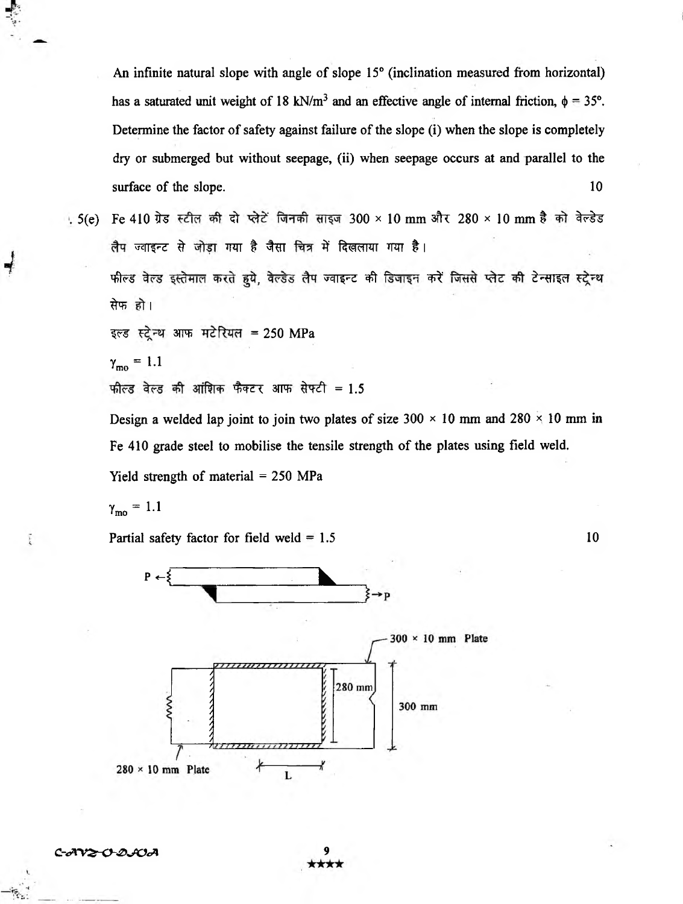An infinite natural slope with angle of slope 15° (inclination measured from horizontal) has a saturated unit weight of 18 kN/m$^3$ and an effective angle of internal friction, $\phi = 35°$. Determine the factor of safety against failure of the slope (i) when the slope is completely dry or submerged but without seepage, (ii) when seepage occurs at and parallel to the surface of the slope. 10

5(e) Fe 410 ग्रेड स्टील की दो प्लेटें जिनकी साइज 300 × 10 mm और 280 × 10 mm है को वेल्डेड लैप ज्वाइन्ट से जोड़ा गया है जैसा चित्र में दिखलाया गया है।

फील्ड वेल्ड इस्तेमाल करते हुये, वेल्डेड लैप ज्वाइन्ट की डिजाइन करें जिससे प्लेट की टेन्साइल स्ट्रेन्थ सेफ हो।

इल्ड स्ट्रेन्थ आफ मटेरियल = 250 MPa

$\gamma_{mo} = 1.1$

फील्ड वेल्ड की आंशिक फैक्टर आफ सेफ्टी = 1.5

Design a welded lap joint to join two plates of size 300 × 10 mm and 280 × 10 mm in Fe 410 grade steel to mobilise the tensile strength of the plates using field weld.

Yield strength of material = 250 MPa

$\gamma_{mo} = 1.1$

Partial safety factor for field weld = 1.5 10

P ← → P

300 × 10 mm Plate

280 mm

300 mm

280 × 10 mm Plate

L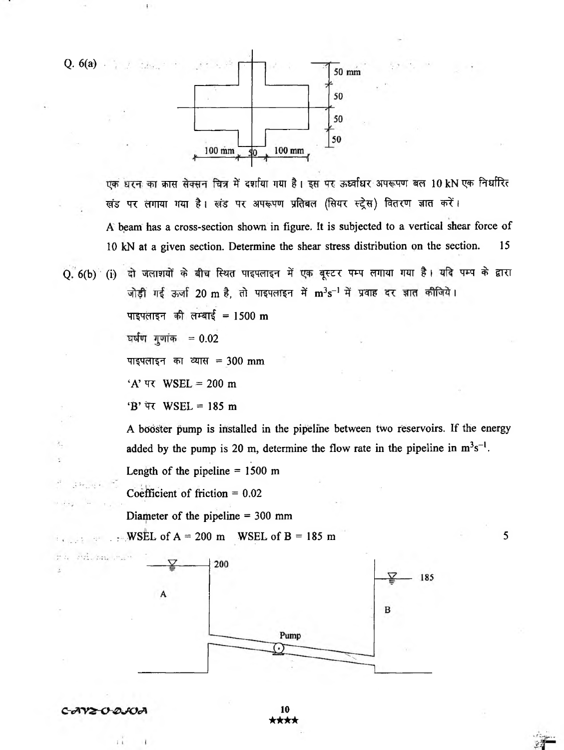Q. 6(a)

एक धरन का क्रास सेक्सन चित्र में दर्शाया गया है। इस पर ऊर्ध्वाधर अपरूपण बल 10 kN एक निर्धारित खंड पर लगाया गया है। खंड पर अपरूपण प्रतिबल (सियर स्ट्रेस) वितरण ज्ञात करें।

A beam has a cross-section shown in figure. It is subjected to a vertical shear force of 10 kN at a given section. Determine the shear stress distribution on the section. 15

Q. 6(b) (i) दो जलाशयों के बीच स्थित पाइपलाइन में एक बूस्टर पम्प लगाया गया है। यदि पम्प के द्वारा जोड़ी गई ऊर्जा 20 m है, तो पाइपलाइन में $m^3s^{-1}$ में प्रवाह दर ज्ञात कीजिये।

पाइपलाइन की लम्बाई = 1500 m

घर्षण गुणांक = 0.02

पाइपलाइन का व्यास = 300 mm

'A' पर WSEL = 200 m

'B' पर WSEL = 185 m

A booster pump is installed in the pipeline between two reservoirs. If the energy added by the pump is 20 m, determine the flow rate in the pipeline in $m^3s^{-1}$.

Length of the pipeline = 1500 m

Coefficient of friction = 0.02

Diameter of the pipeline = 300 mm

WSEL of A = 200 m WSEL of B = 185 m 5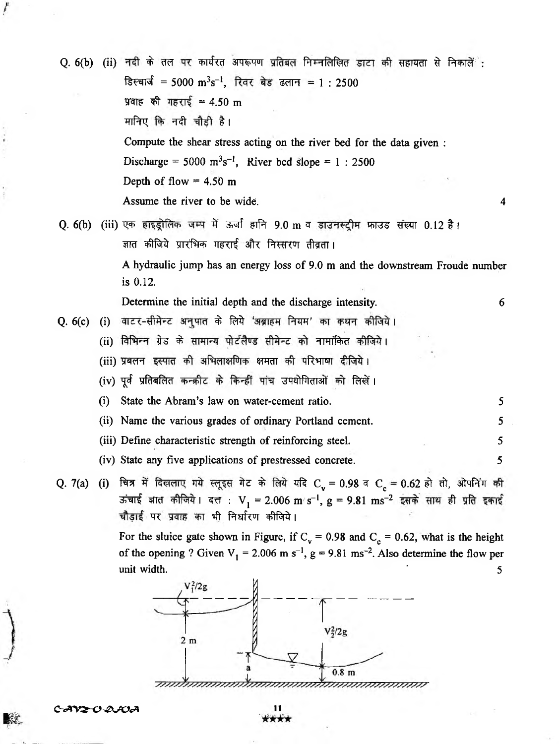Q. 6(b) (ii) नदी के तल पर कार्यरत अपरूपण प्रतिबल निम्नलिखित डाटा की सहायता से निकालें :

डिस्चार्ज = 5000 $m^3s^{-1}$, रिवर बेड ढलान = 1 : 2500

प्रवाह की गहराई = 4.50 m

मानिए कि नदी चौड़ी है।

Compute the shear stress acting on the river bed for the data given :

Discharge = 5000 $m^3s^{-1}$, River bed slope = 1 : 2500

Depth of flow = 4.50 m

Assume the river to be wide. 4

Q. 6(b) (iii) एक हाइड्रोलिक जम्प में ऊर्जा हानि 9.0 m व डाउनस्ट्रीम फ्राउड संख्या 0.12 है। ज्ञात कीजिये प्रारंभिक गहराई और निस्सरण तीव्रता।

A hydraulic jump has an energy loss of 9.0 m and the downstream Froude number is 0.12.

Determine the initial depth and the discharge intensity. 6

Q. 6(c) (i) वाटर-सीमेन्ट अनुपात के लिये 'अब्राहम नियम' का कथन कीजिये।

(ii) विभिन्न ग्रेड के सामान्य पोर्टलैण्ड सीमेन्ट को नामांकित कीजिये।

(iii) प्रबलन इस्पात की अभिलाक्षणिक क्षमता की परिभाषा दीजिये।

(iv) पूर्व प्रतिबलित कन्क्रीट के किन्हीं पांच उपयोगिताओं को लिखें।

(i) State the Abram's law on water-cement ratio. 5

(ii) Name the various grades of ordinary Portland cement. 5

(iii) Define characteristic strength of reinforcing steel. 5

(iv) State any five applications of prestressed concrete. 5

Q. 7(a) (i) चित्र में दिखलाए गये स्लूइस गेट के लिये यदि $C_v = 0.98$ व $C_c = 0.62$ हो तो, ओपनिंग की ऊंचाई ज्ञात कीजिये। दत्त : $V_1 = 2.006 \text{ m s}^{-1}$, $g = 9.81 \text{ ms}^{-2}$ इसके साथ ही प्रति इकाई चौड़ाई पर प्रवाह का भी निर्धारण कीजिये।

For the sluice gate shown in Figure, if $C_v = 0.98$ and $C_c = 0.62$, what is the height of the opening ? Given $V_1 = 2.006 \text{ m s}^{-1}$, $g = 9.81 \text{ ms}^{-2}$. Also determine the flow per unit width. 5

$V_1^2/2g$ | 2 m | a | $V_2^2/2g$ | 0.8 m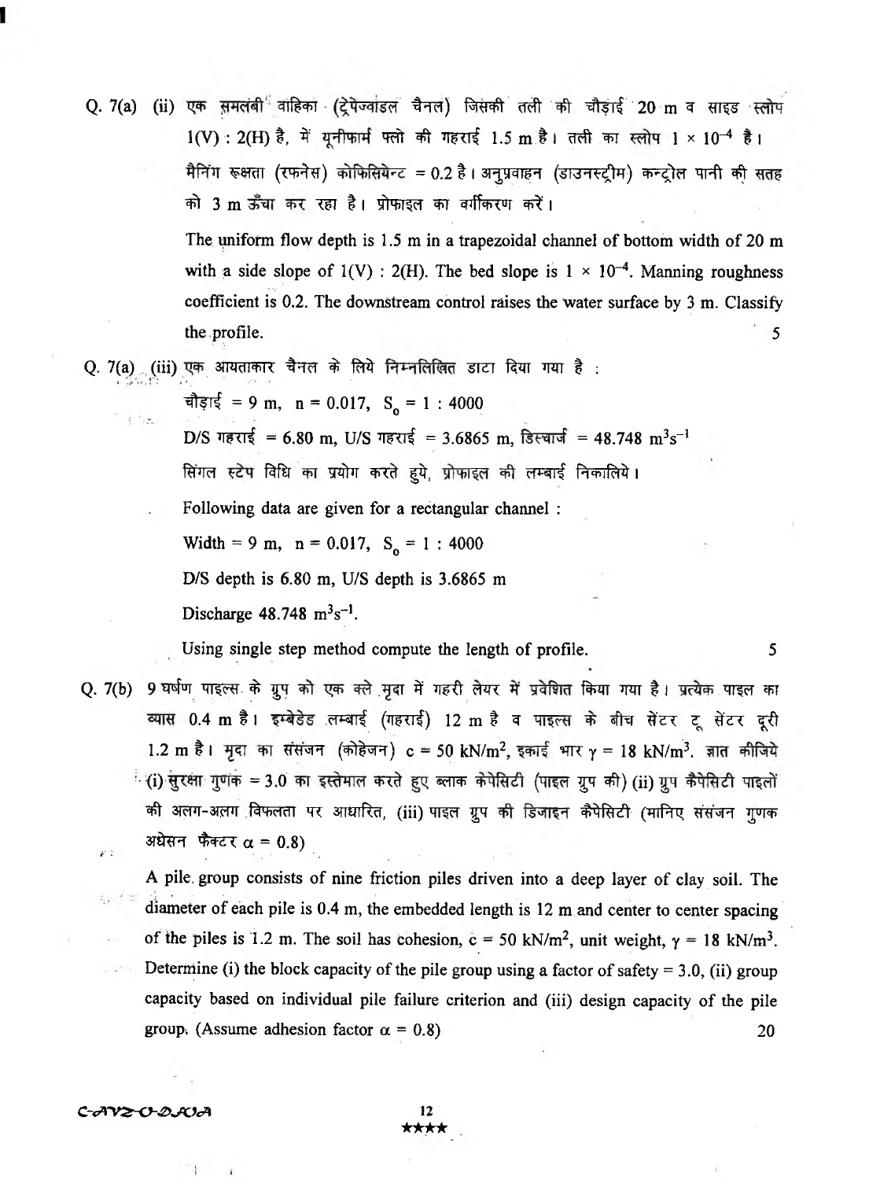Q. 7(a) (ii) एक समलंबी वाहिका (ट्रेपेज्वाइडल चैनल) जिसकी तली की चौड़ाई 20 m व साइड स्लोप 1(V) : 2(H) है, में यूनीफार्म फ्लो की गहराई 1.5 m है। तली का स्लोप $1 \times 10^{-4}$ है। मैनिंग रूक्षता (रफनेस) कोफिसियेन्ट = 0.2 है। अनुप्रवाहन (डाउनस्ट्रीम) कन्ट्रोल पानी की सतह को 3 m ऊँचा कर रहा है। प्रोफाइल का वर्गीकरण करें।

The uniform flow depth is 1.5 m in a trapezoidal channel of bottom width of 20 m with a side slope of 1(V) : 2(H). The bed slope is $1 \times 10^{-4}$. Manning roughness coefficient is 0.2. The downstream control raises the water surface by 3 m. Classify the profile. 5

Q. 7(a) (iii) एक आयताकार चैनल के लिये निम्नलिखित डाटा दिया गया है :

चौड़ाई = 9 m, n = 0.017, $S_0$ = 1 : 4000

D/S गहराई = 6.80 m, U/S गहराई = 3.6865 m, डिस्चार्ज = 48.748 $m^3s^{-1}$

सिंगल स्टेप विधि का प्रयोग करते हुये, प्रोफाइल की लम्बाई निकालिये।

Following data are given for a rectangular channel :

Width = 9 m, n = 0.017, $S_0$ = 1 : 4000

D/S depth is 6.80 m, U/S depth is 3.6865 m

Discharge 48.748 $m^3s^{-1}$.

Using single step method compute the length of profile. 5

Q. 7(b) 9 घर्षण पाइल्स के ग्रुप को एक क्ले मृदा में गहरी लेयर में प्रवेशित किया गया है। प्रत्येक पाइल का व्यास 0.4 m है। इम्बेडेड लम्बाई (गहराई) 12 m है व पाइल्स के बीच सेंटर टू सेंटर दूरी 1.2 m है। मृदा का संसंजन (कोहेजन) c = 50 kN/m², इकाई भार $\gamma$ = 18 kN/m³. ज्ञात कीजिये (i) सुरक्षा गुणांक = 3.0 का इस्तेमाल करते हुए ब्लाक कैपेसिटी (पाइल ग्रुप की) (ii) ग्रुप कैपेसिटी पाइलों की अलग-अलग विफलता पर आधारित, (iii) पाइल ग्रुप की डिजाइन कैपेसिटी (मानिए संसंजन गुणक अधेसन फैक्टर $\alpha$ = 0.8)

A pile group consists of nine friction piles driven into a deep layer of clay soil. The diameter of each pile is 0.4 m, the embedded length is 12 m and center to center spacing of the piles is 1.2 m. The soil has cohesion, c = 50 kN/m², unit weight, $\gamma$ = 18 kN/m³. Determine (i) the block capacity of the pile group using a factor of safety = 3.0, (ii) group capacity based on individual pile failure criterion and (iii) design capacity of the pile group. (Assume adhesion factor $\alpha$ = 0.8) 20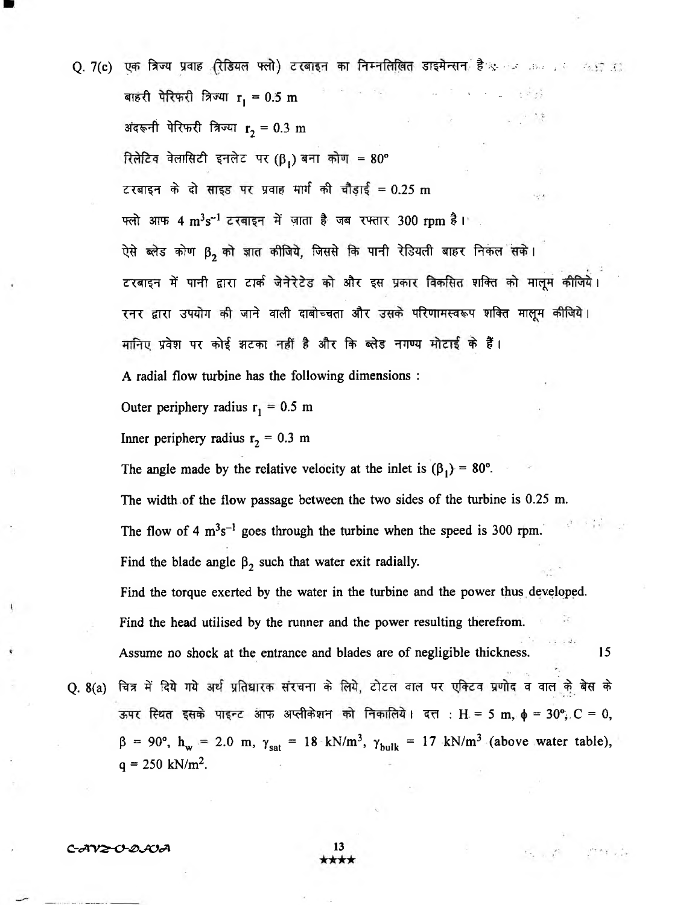Q. 7(c) एक त्रिज्य प्रवाह (रेडियल फ्लो) टरबाइन का निम्नलिखित डाइमेन्सन है :

बाहरी पेरिफरी त्रिज्या $r_1 = 0.5$ m

अंदरूनी पेरिफरी त्रिज्या $r_2 = 0.3$ m

रिलेटिव वेलासिटी इनलेट पर ($\beta_1$) बना कोण = 80°

टरबाइन के दो साइड पर प्रवाह मार्ग की चौड़ाई = 0.25 m

फ्लो आफ 4 $m^3s^{-1}$ टरबाइन में जाता है जब रफ्तार 300 rpm है।

ऐसे ब्लेड कोण $\beta_2$ को ज्ञात कीजिये, जिससे कि पानी रेडियली बाहर निकल सके।

टरबाइन में पानी द्वारा टार्क जेनेरेटेड को और इस प्रकार विकसित शक्ति को मालूम कीजिये।

रनर द्वारा उपयोग की जाने वाली दाबोच्चता और उसके परिणामस्वरूप शक्ति मालूम कीजिये।

मानिए प्रवेश पर कोई झटका नहीं है और कि ब्लेड नगण्य मोटाई के हैं।

A radial flow turbine has the following dimensions :

Outer periphery radius $r_1 = 0.5$ m

Inner periphery radius $r_2 = 0.3$ m

The angle made by the relative velocity at the inlet is $(\beta_1) = 80°$.

The width of the flow passage between the two sides of the turbine is 0.25 m.

The flow of 4 $m^3s^{-1}$ goes through the turbine when the speed is 300 rpm.

Find the blade angle $\beta_2$ such that water exit radially.

Find the torque exerted by the water in the turbine and the power thus developed.

Find the head utilised by the runner and the power resulting therefrom.

Assume no shock at the entrance and blades are of negligible thickness. 15

Q. 8(a) चित्र में दिये गये अर्थ प्रतिधारक संरचना के लिये, टोटल वाल पर एक्टिव प्रणोद व वाल के बेस के ऊपर स्थित इसके पाइन्ट आफ अप्लीकेशन को निकालिये। दत्त : H = 5 m, $\phi = 30°$, C = 0, $\beta = 90°$, $h_w = 2.0$ m, $\gamma_{sat} = 18$ kN/m$^3$, $\gamma_{bulk} = 17$ kN/m$^3$ (above water table), q = 250 kN/m$^2$.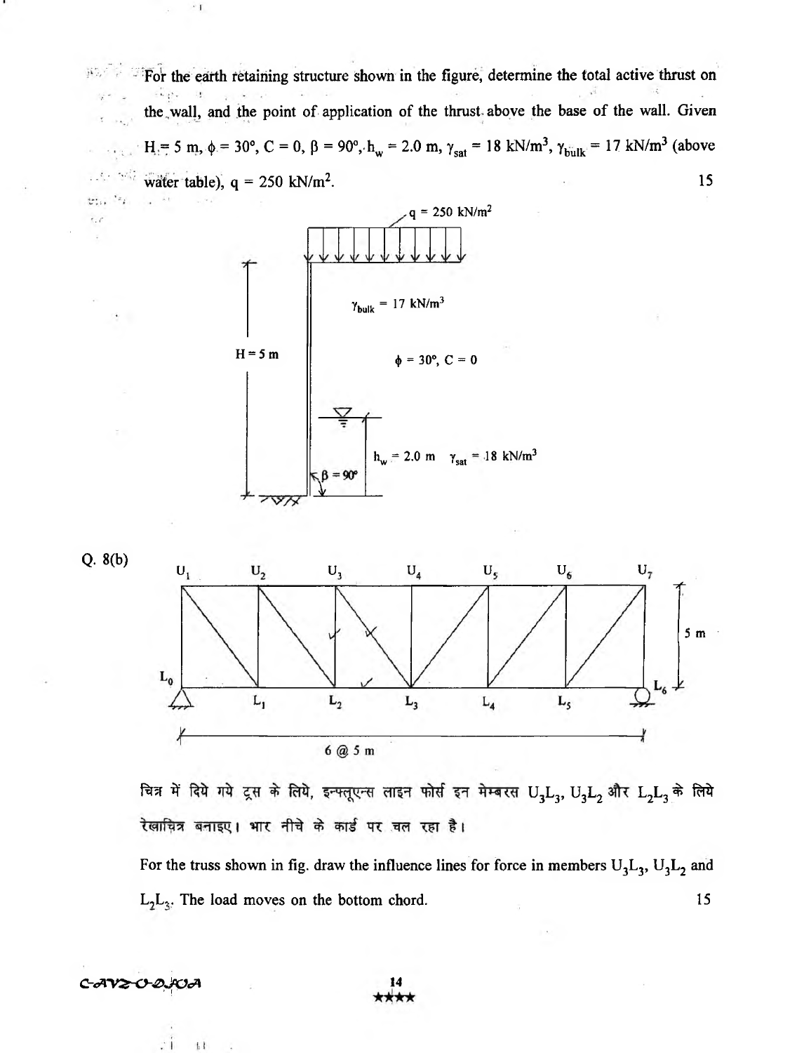For the earth retaining structure shown in the figure, determine the total active thrust on the wall, and the point of application of the thrust above the base of the wall. Given $H = 5$ m, $\phi = 30°$, $C = 0$, $\beta = 90°$, $h_w = 2.0$ m, $\gamma_{sat} = 18$ kN/m$^3$, $\gamma_{bulk} = 17$ kN/m$^3$ (above water table), $q = 250$ kN/m$^2$. 15

Q. 8(b)

चित्र में दिये गये ट्रस के लिये, इन्फ्लूएन्स लाइन फोर्स इन मेम्बरस $U_3L_3$, $U_3L_2$ और $L_2L_3$ के लिये रेखाचित्र बनाइए। भार नीचे के कार्ड पर चल रहा है।

For the truss shown in fig. draw the influence lines for force in members $U_3L_3$, $U_3L_2$ and $L_2L_3$. The load moves on the bottom chord. 15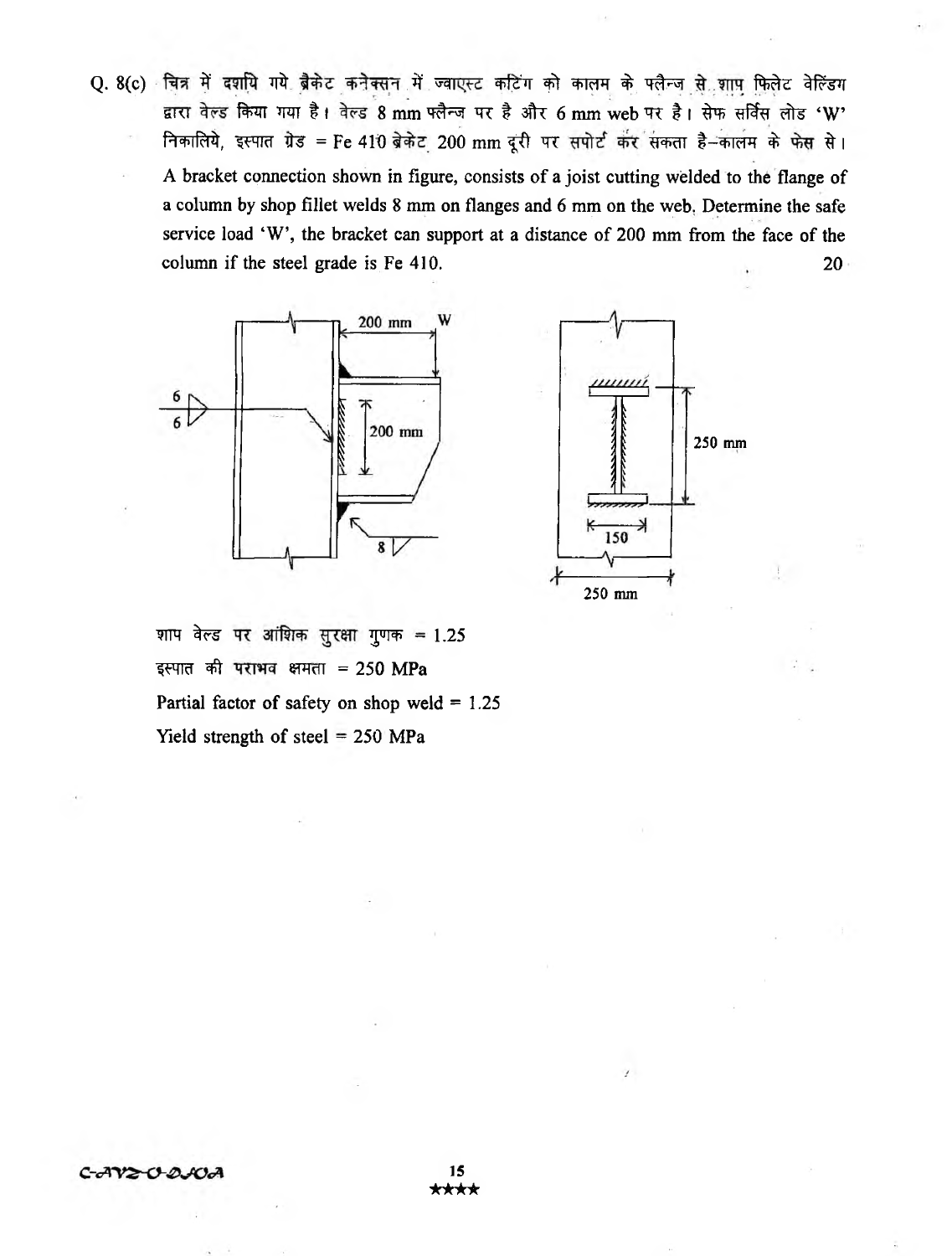Q. 8(c) चित्र में दर्शाये गये ब्रैकेट कनेक्सन में ज्वाएस्ट कटिंग को कालम के फ्लैन्ज से शाप फिलेट वेल्डिंग द्वारा वेल्ड किया गया है। वेल्ड 8 mm फ्लैन्ज पर है और 6 mm web पर है। सेफ सर्विस लोड 'W' निकालिये, इस्पात ग्रेड = Fe 410 ब्रेकेट 200 mm दूरी पर सपोर्ट कर सकता है–कालम के फेस से।

A bracket connection shown in figure, consists of a joist cutting welded to the flange of a column by shop fillet welds 8 mm on flanges and 6 mm on the web. Determine the safe service load 'W', the bracket can support at a distance of 200 mm from the face of the column if the steel grade is Fe 410. 20

200 mm
W
6
6
200 mm
8
250 mm
150
250 mm

शाप वेल्ड पर आंशिक सुरक्षा गुणक = 1.25

इस्पात की पराभव क्षमता = 250 MPa

Partial factor of safety on shop weld = 1.25

Yield strength of steel = 250 MPa